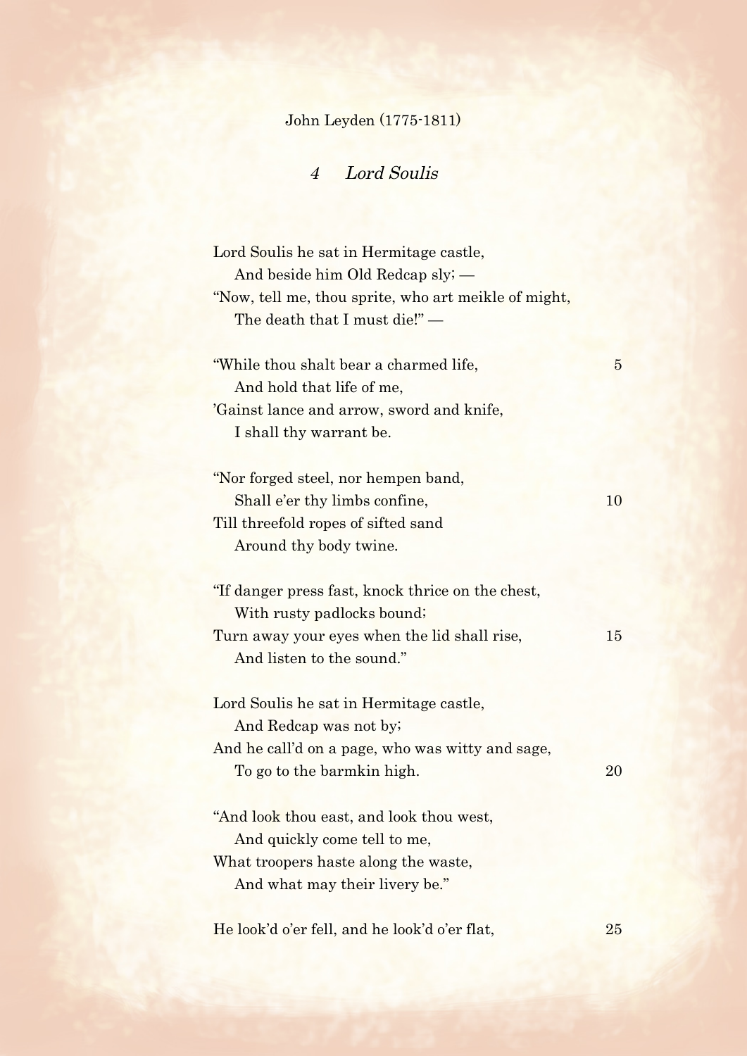John Leyden (1775-1811)

## *4 Lord Soulis*

Lord Soulis he sat in Hermitage castle,  
  And beside him Old Redcap sly; —  
"Now, tell me, thou sprite, who art meikle of might,  
  The death that I must die!" —

"While thou shalt bear a charmed life,  5  
  And hold that life of me,  
'Gainst lance and arrow, sword and knife,  
  I shall thy warrant be.

"Nor forged steel, nor hempen band,  
  Shall e'er thy limbs confine,  10  
Till threefold ropes of sifted sand  
  Around thy body twine.

"If danger press fast, knock thrice on the chest,  
  With rusty padlocks bound;  
Turn away your eyes when the lid shall rise,  15  
  And listen to the sound."

Lord Soulis he sat in Hermitage castle,  
  And Redcap was not by;  
And he call'd on a page, who was witty and sage,  
  To go to the barmkin high.  20

"And look thou east, and look thou west,  
  And quickly come tell to me,  
What troopers haste along the waste,  
  And what may their livery be."

He look'd o'er fell, and he look'd o'er flat,  25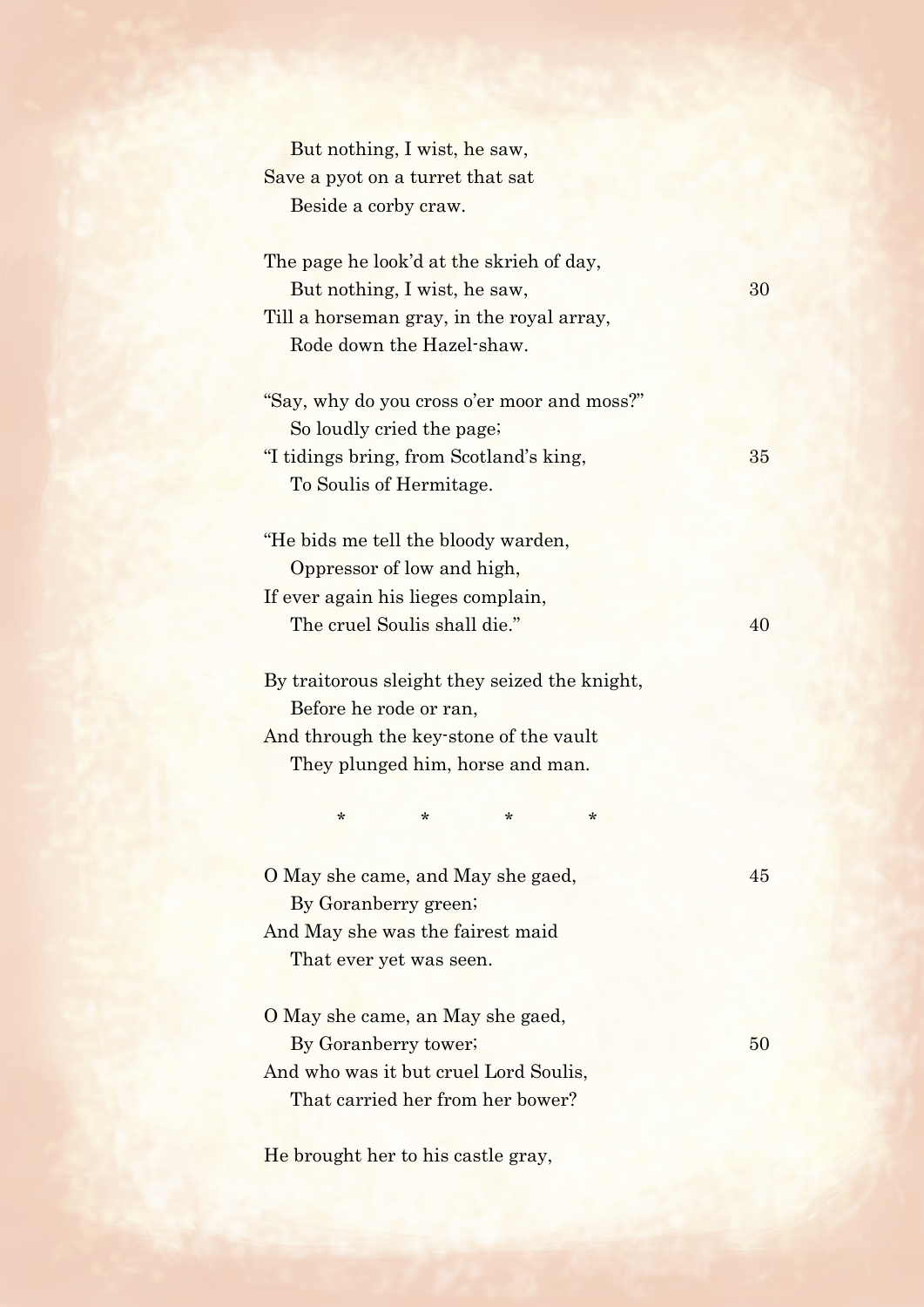But nothing, I wist, he saw,
Save a pyot on a turret that sat
Beside a corby craw.

The page he look'd at the skrieh of day,
But nothing, I wist, he saw, 30
Till a horseman gray, in the royal array,
Rode down the Hazel-shaw.

"Say, why do you cross o'er moor and moss?"
So loudly cried the page;
"I tidings bring, from Scotland's king, 35
To Soulis of Hermitage.

"He bids me tell the bloody warden,
Oppressor of low and high,
If ever again his lieges complain,
The cruel Soulis shall die." 40

By traitorous sleight they seized the knight,
Before he rode or ran,
And through the key-stone of the vault
They plunged him, horse and man.

\* \* \* \*

O May she came, and May she gaed, 45
By Goranberry green;
And May she was the fairest maid
That ever yet was seen.

O May she came, an May she gaed,
By Goranberry tower; 50
And who was it but cruel Lord Soulis,
That carried her from her bower?

He brought her to his castle gray,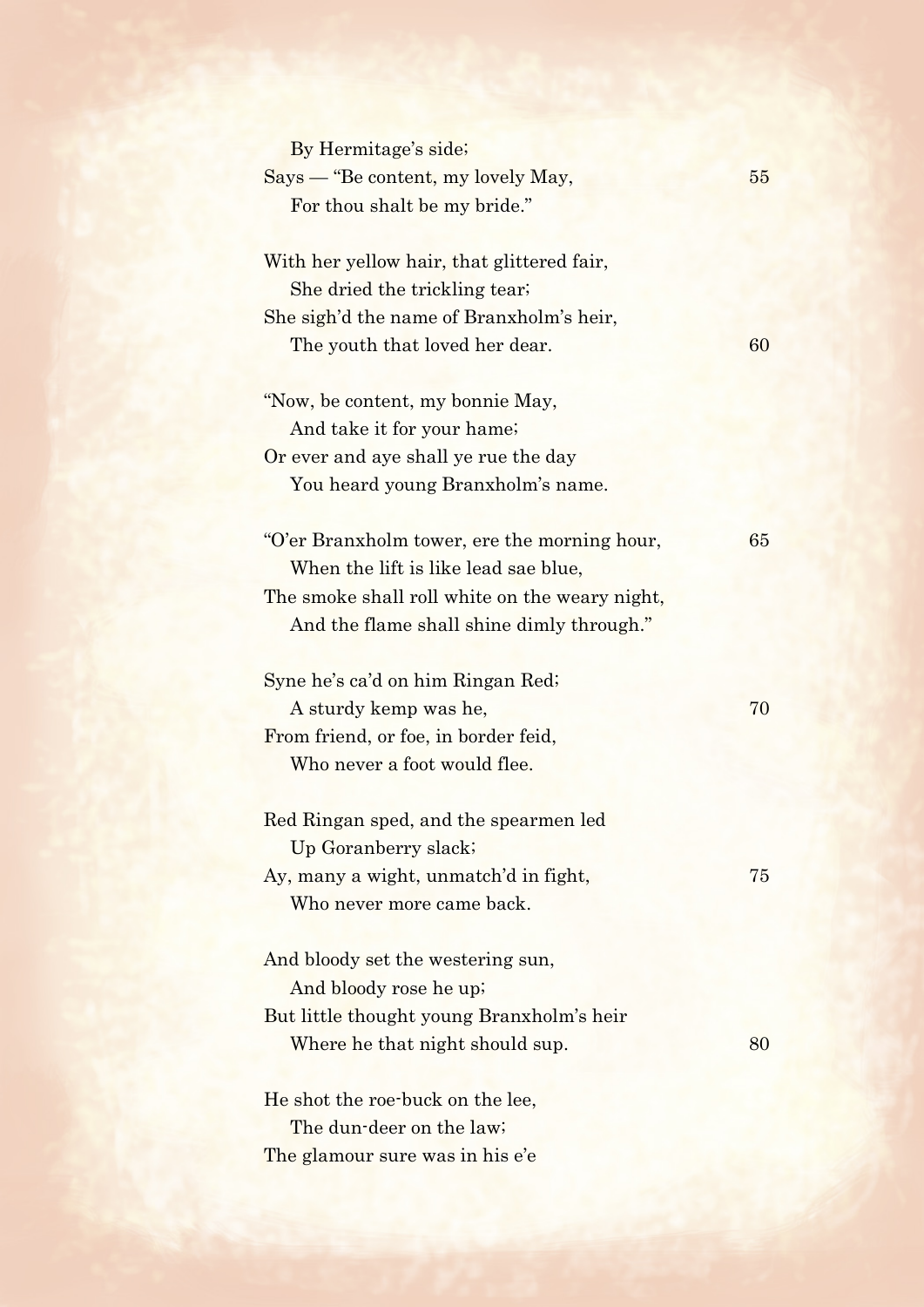By Hermitage's side;  
Says — "Be content, my lovely May, 55  
For thou shalt be my bride."

With her yellow hair, that glittered fair,  
She dried the trickling tear;  
She sigh'd the name of Branxholm's heir,  
The youth that loved her dear. 60

"Now, be content, my bonnie May,  
And take it for your hame;  
Or ever and aye shall ye rue the day  
You heard young Branxholm's name.

"O'er Branxholm tower, ere the morning hour, 65  
When the lift is like lead sae blue,  
The smoke shall roll white on the weary night,  
And the flame shall shine dimly through."

Syne he's ca'd on him Ringan Red;  
A sturdy kemp was he, 70  
From friend, or foe, in border feid,  
Who never a foot would flee.

Red Ringan sped, and the spearmen led  
Up Goranberry slack;  
Ay, many a wight, unmatch'd in fight, 75  
Who never more came back.

And bloody set the westering sun,  
And bloody rose he up;  
But little thought young Branxholm's heir  
Where he that night should sup. 80

He shot the roe-buck on the lee,  
The dun-deer on the law;  
The glamour sure was in his e'e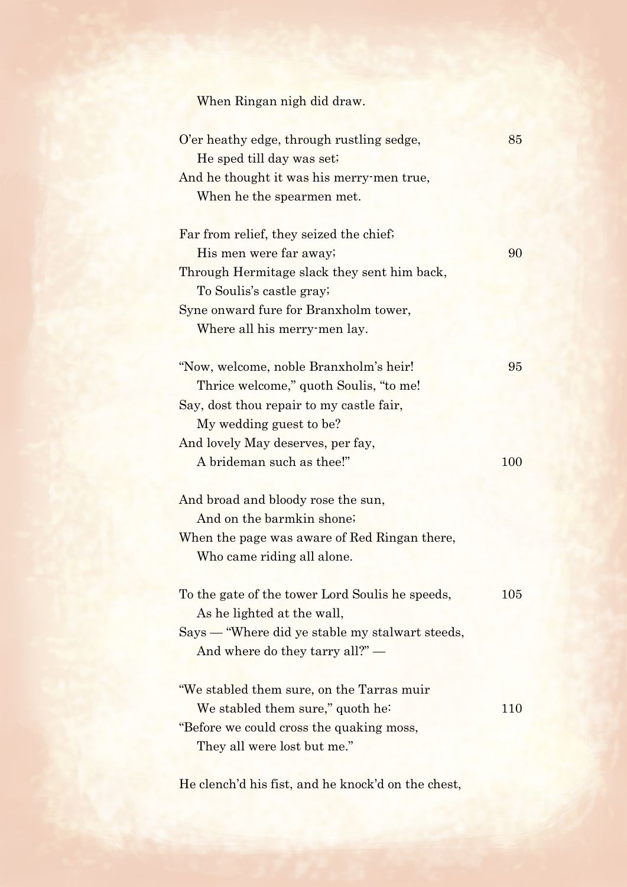When Ringan nigh did draw.

O'er heathy edge, through rustling sedge, 85
He sped till day was set;
And he thought it was his merry-men true,
When he the spearmen met.

Far from relief, they seized the chief;
His men were far away; 90
Through Hermitage slack they sent him back,
To Soulis's castle gray;
Syne onward fure for Branxholm tower,
Where all his merry-men lay.

"Now, welcome, noble Branxholm's heir! 95
Thrice welcome," quoth Soulis, "to me!
Say, dost thou repair to my castle fair,
My wedding guest to be?
And lovely May deserves, per fay,
A brideman such as thee!" 100

And broad and bloody rose the sun,
And on the barmkin shone;
When the page was aware of Red Ringan there,
Who came riding all alone.

To the gate of the tower Lord Soulis he speeds, 105
As he lighted at the wall,
Says — "Where did ye stable my stalwart steeds,
And where do they tarry all?" —

"We stabled them sure, on the Tarras muir
We stabled them sure," quoth he: 110
"Before we could cross the quaking moss,
They all were lost but me."

He clench'd his fist, and he knock'd on the chest,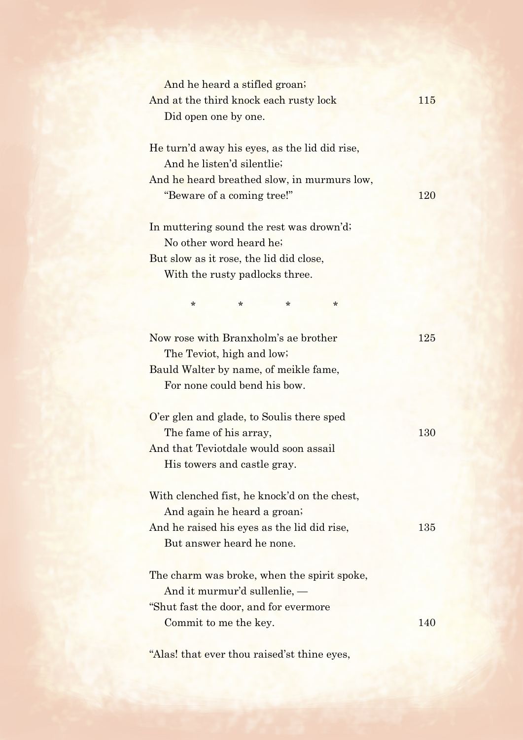And he heard a stifled groan;  
And at the third knock each rusty lock 115  
Did open one by one.

He turn'd away his eyes, as the lid did rise,  
And he listen'd silentlie;  
And he heard breathed slow, in murmurs low,  
"Beware of a coming tree!" 120

In muttering sound the rest was drown'd;  
No other word heard he;  
But slow as it rose, the lid did close,  
With the rusty padlocks three.

\* \* \* \*

Now rose with Branxholm's ae brother 125  
The Teviot, high and low;  
Bauld Walter by name, of meikle fame,  
For none could bend his bow.

O'er glen and glade, to Soulis there sped  
The fame of his array, 130  
And that Teviotdale would soon assail  
His towers and castle gray.

With clenched fist, he knock'd on the chest,  
And again he heard a groan;  
And he raised his eyes as the lid did rise, 135  
But answer heard he none.

The charm was broke, when the spirit spoke,  
And it murmur'd sullenlie, —  
"Shut fast the door, and for evermore  
Commit to me the key. 140

"Alas! that ever thou raised'st thine eyes,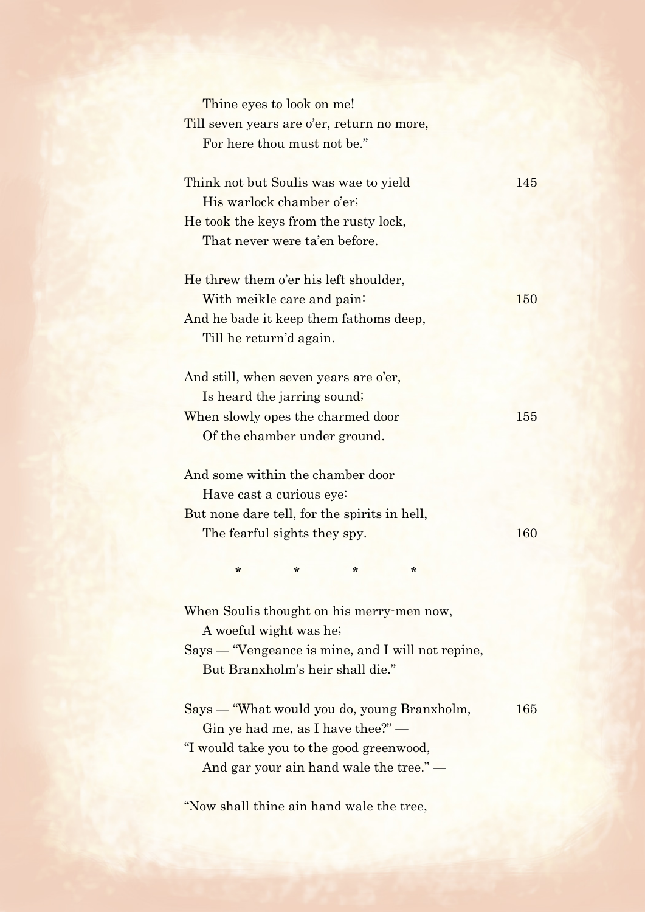Thine eyes to look on me!
Till seven years are o'er, return no more,
For here thou must not be."

Think not but Soulis was wae to yield
His warlock chamber o'er;
He took the keys from the rusty lock,
That never were ta'en before.

He threw them o'er his left shoulder,
With meikle care and pain:
And he bade it keep them fathoms deep,
Till he return'd again.

And still, when seven years are o'er,
Is heard the jarring sound;
When slowly opes the charmed door
Of the chamber under ground.

And some within the chamber door
Have cast a curious eye:
But none dare tell, for the spirits in hell,
The fearful sights they spy.

\* \* \* \*

When Soulis thought on his merry-men now,
A woeful wight was he;
Says — "Vengeance is mine, and I will not repine,
But Branxholm's heir shall die."

Says — "What would you do, young Branxholm,
Gin ye had me, as I have thee?" —
"I would take you to the good greenwood,
And gar your ain hand wale the tree." —

"Now shall thine ain hand wale the tree,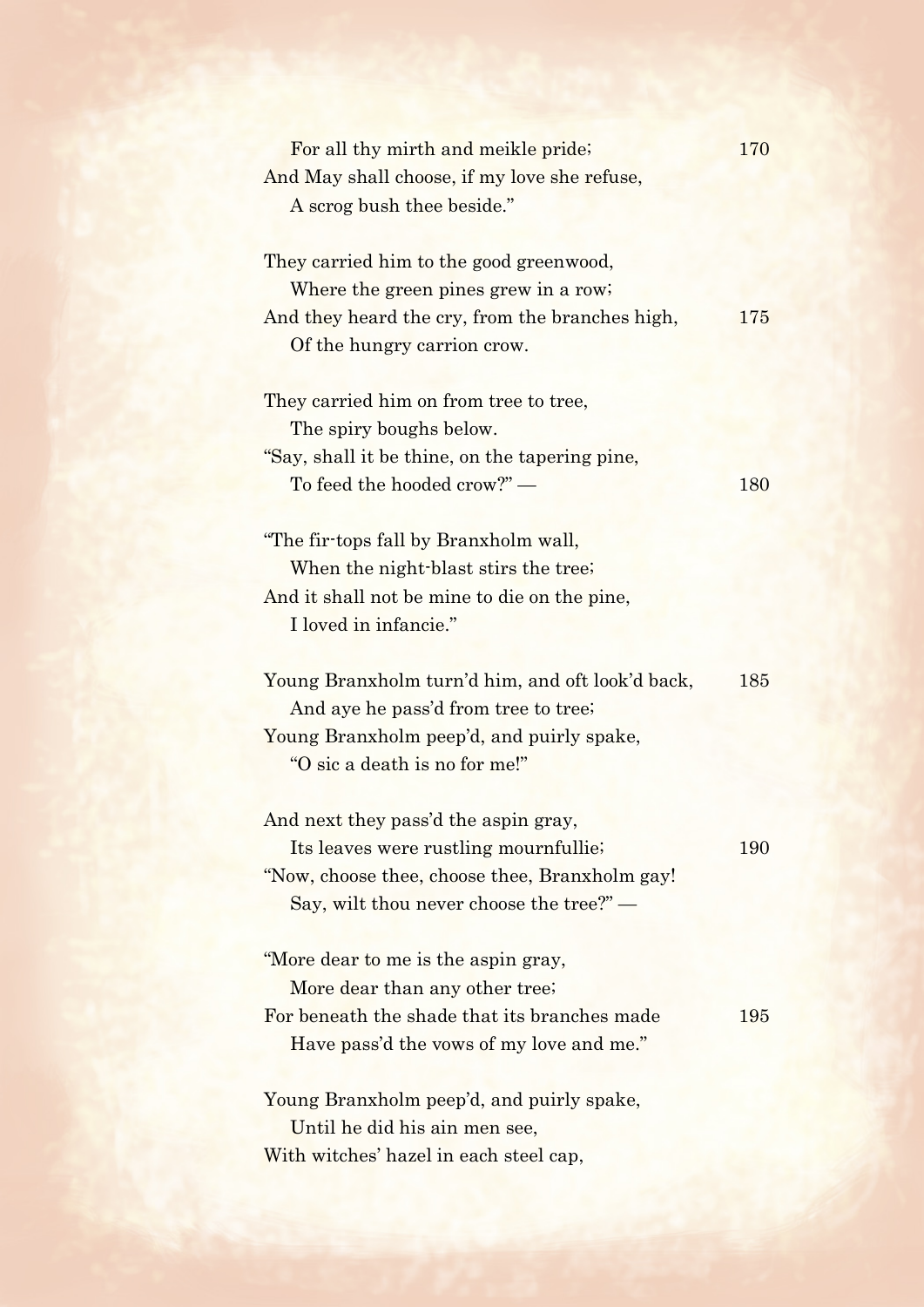For all thy mirth and meikle pride;  170
And May shall choose, if my love she refuse,
A scrog bush thee beside."

They carried him to the good greenwood,
Where the green pines grew in a row;
And they heard the cry, from the branches high,  175
Of the hungry carrion crow.

They carried him on from tree to tree,
The spiry boughs below.
"Say, shall it be thine, on the tapering pine,
To feed the hooded crow?" —  180

"The fir-tops fall by Branxholm wall,
When the night-blast stirs the tree;
And it shall not be mine to die on the pine,
I loved in infancie."

Young Branxholm turn'd him, and oft look'd back,  185
And aye he pass'd from tree to tree;
Young Branxholm peep'd, and puirly spake,
"O sic a death is no for me!"

And next they pass'd the aspin gray,
Its leaves were rustling mournfullie;  190
"Now, choose thee, choose thee, Branxholm gay!
Say, wilt thou never choose the tree?" —

"More dear to me is the aspin gray,
More dear than any other tree;
For beneath the shade that its branches made  195
Have pass'd the vows of my love and me."

Young Branxholm peep'd, and puirly spake,
Until he did his ain men see,
With witches' hazel in each steel cap,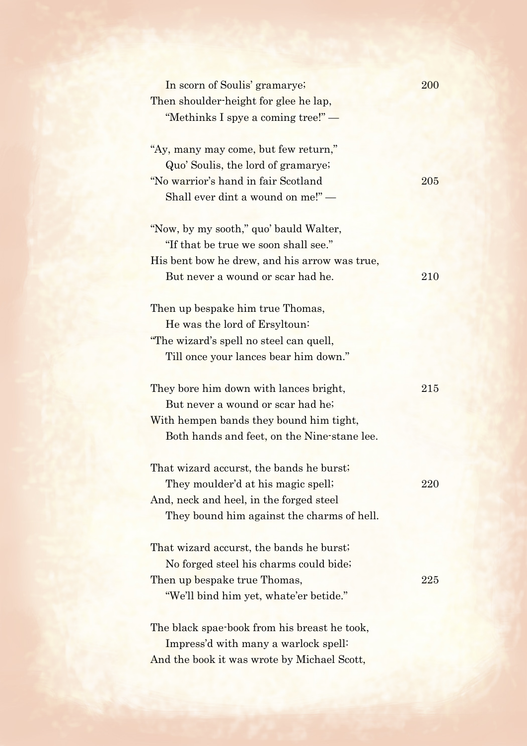In scorn of Soulis' gramarye;  
Then shoulder-height for glee he lap,  
"Methinks I spye a coming tree!" —

"Ay, many may come, but few return,"  
Quo' Soulis, the lord of gramarye;  
"No warrior's hand in fair Scotland  
Shall ever dint a wound on me!" —

"Now, by my sooth," quo' bauld Walter,  
"If that be true we soon shall see."  
His bent bow he drew, and his arrow was true,  
But never a wound or scar had he.

Then up bespake him true Thomas,  
He was the lord of Ersyltoun:  
"The wizard's spell no steel can quell,  
Till once your lances bear him down."

They bore him down with lances bright,  
But never a wound or scar had he;  
With hempen bands they bound him tight,  
Both hands and feet, on the Nine-stane lee.

That wizard accurst, the bands he burst;  
They moulder'd at his magic spell;  
And, neck and heel, in the forged steel  
They bound him against the charms of hell.

That wizard accurst, the bands he burst;  
No forged steel his charms could bide;  
Then up bespake true Thomas,  
"We'll bind him yet, whate'er betide."

The black spae-book from his breast he took,  
Impress'd with many a warlock spell:  
And the book it was wrote by Michael Scott,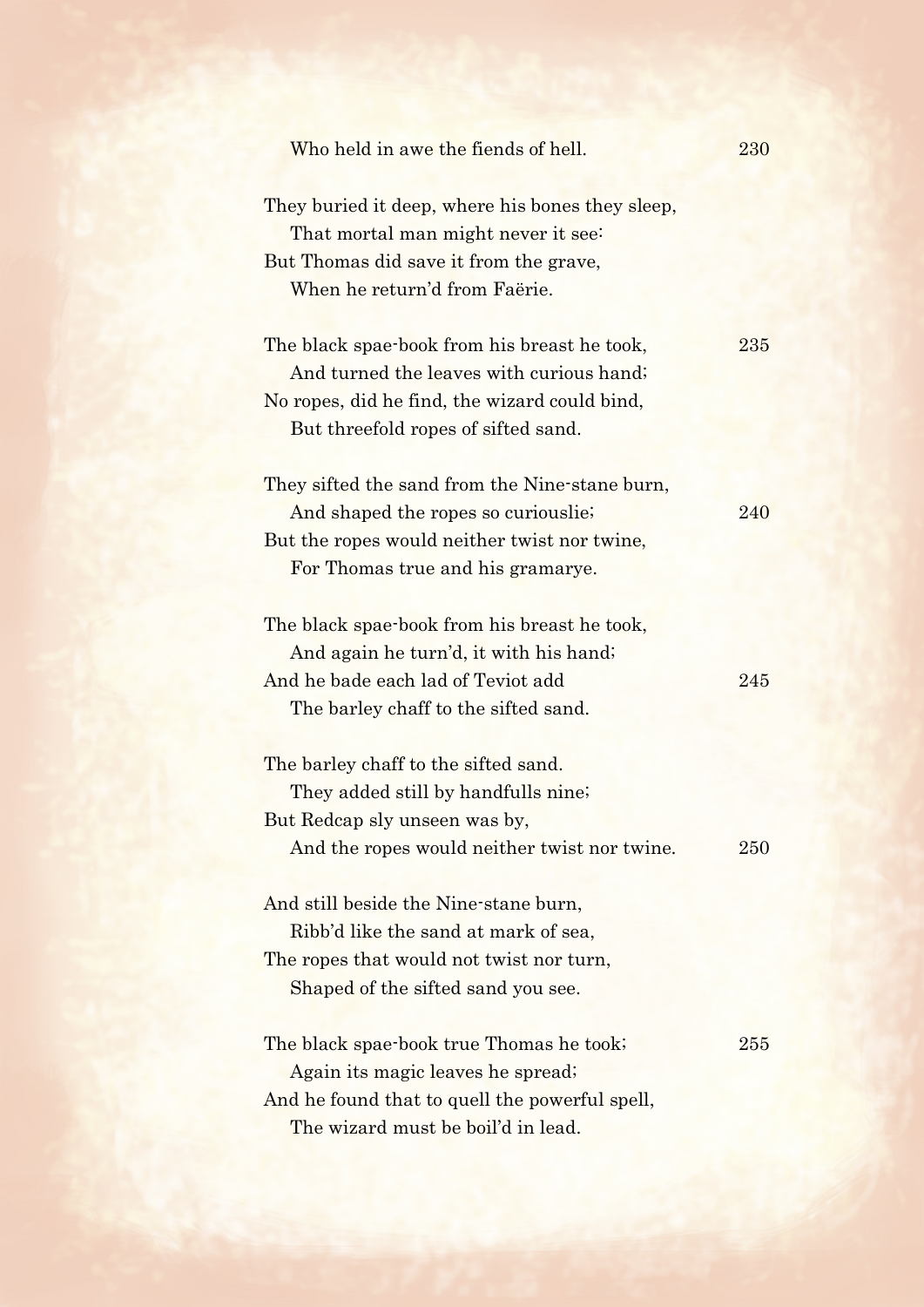Who held in awe the fiends of hell.

They buried it deep, where his bones they sleep,
That mortal man might never it see:
But Thomas did save it from the grave,
When he return'd from Faërie.

The black spae-book from his breast he took,
And turned the leaves with curious hand;
No ropes, did he find, the wizard could bind,
But threefold ropes of sifted sand.

They sifted the sand from the Nine-stane burn,
And shaped the ropes so curiouslie;
But the ropes would neither twist nor twine,
For Thomas true and his gramarye.

The black spae-book from his breast he took,
And again he turn'd, it with his hand;
And he bade each lad of Teviot add
The barley chaff to the sifted sand.

The barley chaff to the sifted sand.
They added still by handfulls nine;
But Redcap sly unseen was by,
And the ropes would neither twist nor twine.

And still beside the Nine-stane burn,
Ribb'd like the sand at mark of sea,
The ropes that would not twist nor turn,
Shaped of the sifted sand you see.

The black spae-book true Thomas he took;
Again its magic leaves he spread;
And he found that to quell the powerful spell,
The wizard must be boil'd in lead.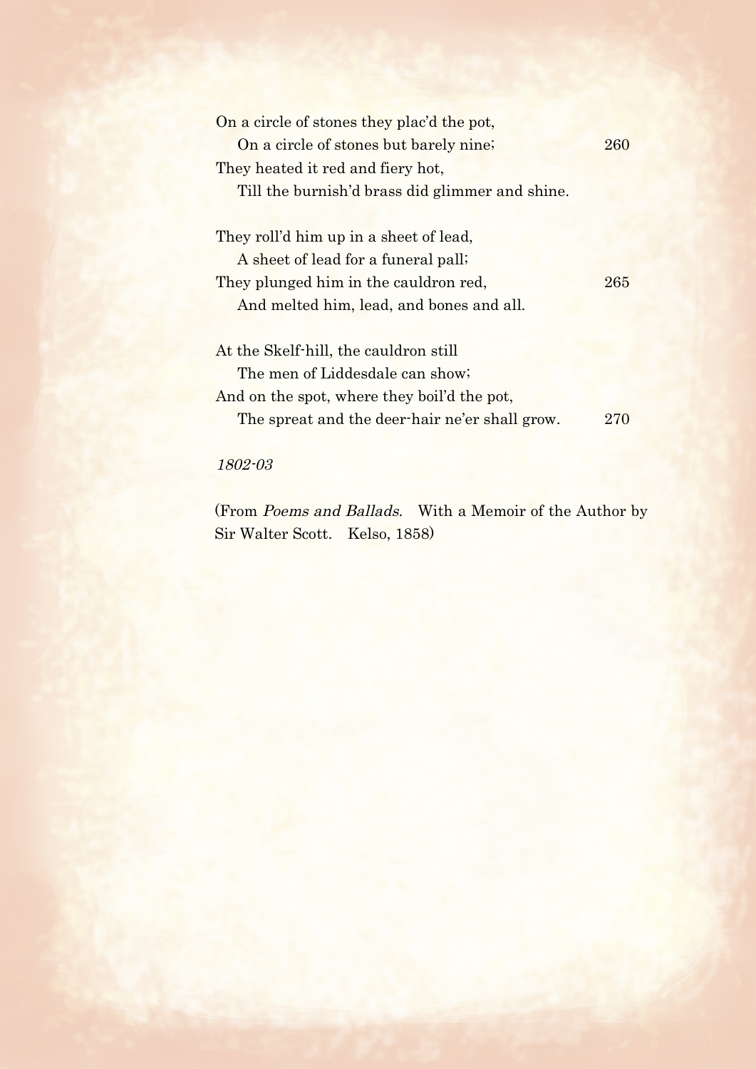On a circle of stones they plac'd the pot,
  On a circle of stones but barely nine; 260
They heated it red and fiery hot,
  Till the burnish'd brass did glimmer and shine.

They roll'd him up in a sheet of lead,
  A sheet of lead for a funeral pall;
They plunged him in the cauldron red, 265
  And melted him, lead, and bones and all.

At the Skelf-hill, the cauldron still
  The men of Liddesdale can show;
And on the spot, where they boil'd the pot,
  The spreat and the deer-hair ne'er shall grow. 270

*1802-03*

(From *Poems and Ballads.* With a Memoir of the Author by Sir Walter Scott. Kelso, 1858)